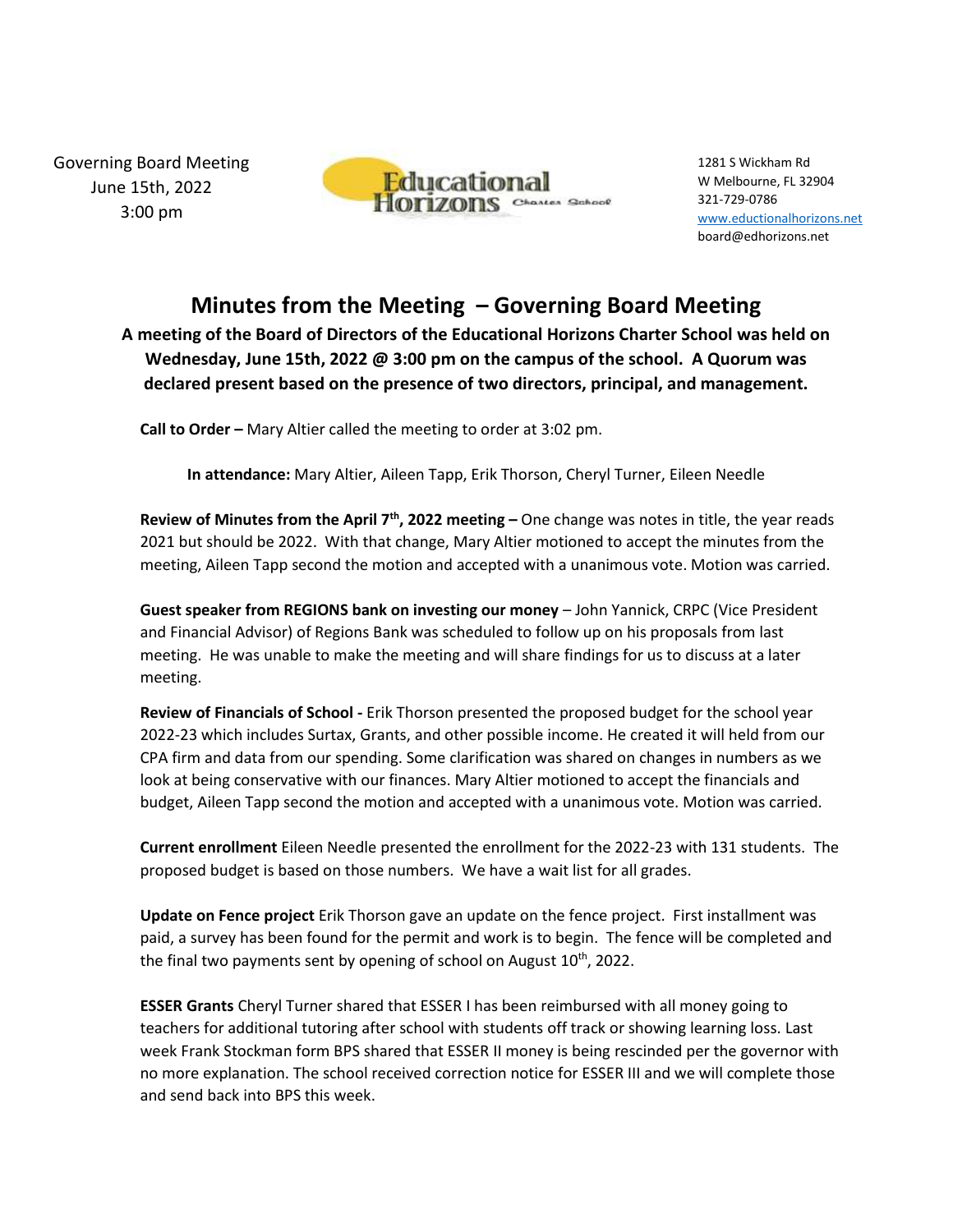Governing Board Meeting
June 15th, 2022
3:00 pm

Educational Horizons Charter School

1281 S Wickham Rd
W Melbourne, FL 32904
321-729-0786
www.eductionalhorizons.net
board@edhorizons.net

# Minutes from the Meeting – Governing Board Meeting

**A meeting of the Board of Directors of the Educational Horizons Charter School was held on Wednesday, June 15th, 2022 @ 3:00 pm on the campus of the school. A Quorum was declared present based on the presence of two directors, principal, and management.**

**Call to Order –** Mary Altier called the meeting to order at 3:02 pm.

**In attendance:** Mary Altier, Aileen Tapp, Erik Thorson, Cheryl Turner, Eileen Needle

**Review of Minutes from the April 7th, 2022 meeting –** One change was notes in title, the year reads 2021 but should be 2022. With that change, Mary Altier motioned to accept the minutes from the meeting, Aileen Tapp second the motion and accepted with a unanimous vote. Motion was carried.

**Guest speaker from REGIONS bank on investing our money** – John Yannick, CRPC (Vice President and Financial Advisor) of Regions Bank was scheduled to follow up on his proposals from last meeting. He was unable to make the meeting and will share findings for us to discuss at a later meeting.

**Review of Financials of School -** Erik Thorson presented the proposed budget for the school year 2022-23 which includes Surtax, Grants, and other possible income. He created it will held from our CPA firm and data from our spending. Some clarification was shared on changes in numbers as we look at being conservative with our finances. Mary Altier motioned to accept the financials and budget, Aileen Tapp second the motion and accepted with a unanimous vote. Motion was carried.

**Current enrollment** Eileen Needle presented the enrollment for the 2022-23 with 131 students. The proposed budget is based on those numbers. We have a wait list for all grades.

**Update on Fence project** Erik Thorson gave an update on the fence project. First installment was paid, a survey has been found for the permit and work is to begin. The fence will be completed and the final two payments sent by opening of school on August 10th, 2022.

**ESSER Grants** Cheryl Turner shared that ESSER I has been reimbursed with all money going to teachers for additional tutoring after school with students off track or showing learning loss. Last week Frank Stockman form BPS shared that ESSER II money is being rescinded per the governor with no more explanation. The school received correction notice for ESSER III and we will complete those and send back into BPS this week.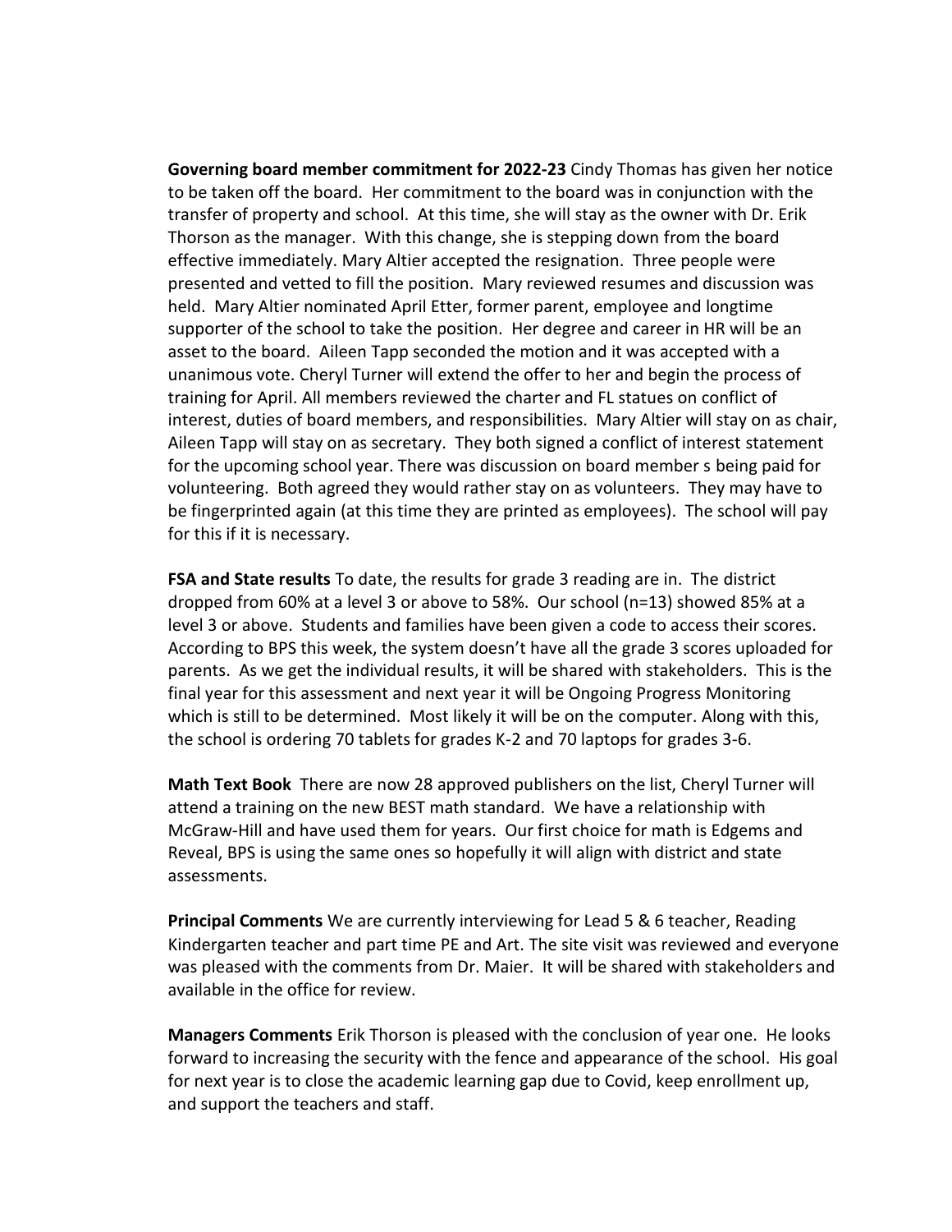**Governing board member commitment for 2022-23** Cindy Thomas has given her notice to be taken off the board. Her commitment to the board was in conjunction with the transfer of property and school. At this time, she will stay as the owner with Dr. Erik Thorson as the manager. With this change, she is stepping down from the board effective immediately. Mary Altier accepted the resignation. Three people were presented and vetted to fill the position. Mary reviewed resumes and discussion was held. Mary Altier nominated April Etter, former parent, employee and longtime supporter of the school to take the position. Her degree and career in HR will be an asset to the board. Aileen Tapp seconded the motion and it was accepted with a unanimous vote. Cheryl Turner will extend the offer to her and begin the process of training for April. All members reviewed the charter and FL statues on conflict of interest, duties of board members, and responsibilities. Mary Altier will stay on as chair, Aileen Tapp will stay on as secretary. They both signed a conflict of interest statement for the upcoming school year. There was discussion on board member s being paid for volunteering. Both agreed they would rather stay on as volunteers. They may have to be fingerprinted again (at this time they are printed as employees). The school will pay for this if it is necessary.

**FSA and State results** To date, the results for grade 3 reading are in. The district dropped from 60% at a level 3 or above to 58%. Our school (n=13) showed 85% at a level 3 or above. Students and families have been given a code to access their scores. According to BPS this week, the system doesn't have all the grade 3 scores uploaded for parents. As we get the individual results, it will be shared with stakeholders. This is the final year for this assessment and next year it will be Ongoing Progress Monitoring which is still to be determined. Most likely it will be on the computer. Along with this, the school is ordering 70 tablets for grades K-2 and 70 laptops for grades 3-6.

**Math Text Book** There are now 28 approved publishers on the list, Cheryl Turner will attend a training on the new BEST math standard. We have a relationship with McGraw-Hill and have used them for years. Our first choice for math is Edgems and Reveal, BPS is using the same ones so hopefully it will align with district and state assessments.

**Principal Comments** We are currently interviewing for Lead 5 & 6 teacher, Reading Kindergarten teacher and part time PE and Art. The site visit was reviewed and everyone was pleased with the comments from Dr. Maier. It will be shared with stakeholders and available in the office for review.

**Managers Comments** Erik Thorson is pleased with the conclusion of year one. He looks forward to increasing the security with the fence and appearance of the school. His goal for next year is to close the academic learning gap due to Covid, keep enrollment up, and support the teachers and staff.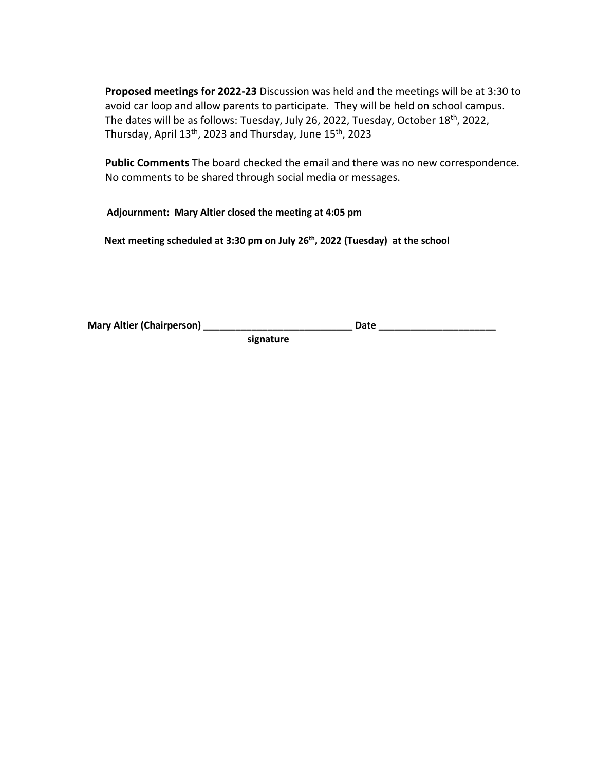**Proposed meetings for 2022-23** Discussion was held and the meetings will be at 3:30 to avoid car loop and allow parents to participate. They will be held on school campus. The dates will be as follows: Tuesday, July 26, 2022, Tuesday, October 18th, 2022, Thursday, April 13th, 2023 and Thursday, June 15th, 2023

**Public Comments** The board checked the email and there was no new correspondence. No comments to be shared through social media or messages.

**Adjournment: Mary Altier closed the meeting at 4:05 pm**

**Next meeting scheduled at 3:30 pm on July 26th, 2022 (Tuesday) at the school**

**Mary Altier (Chairperson) ____________________________ Date ______________________**

**signature**